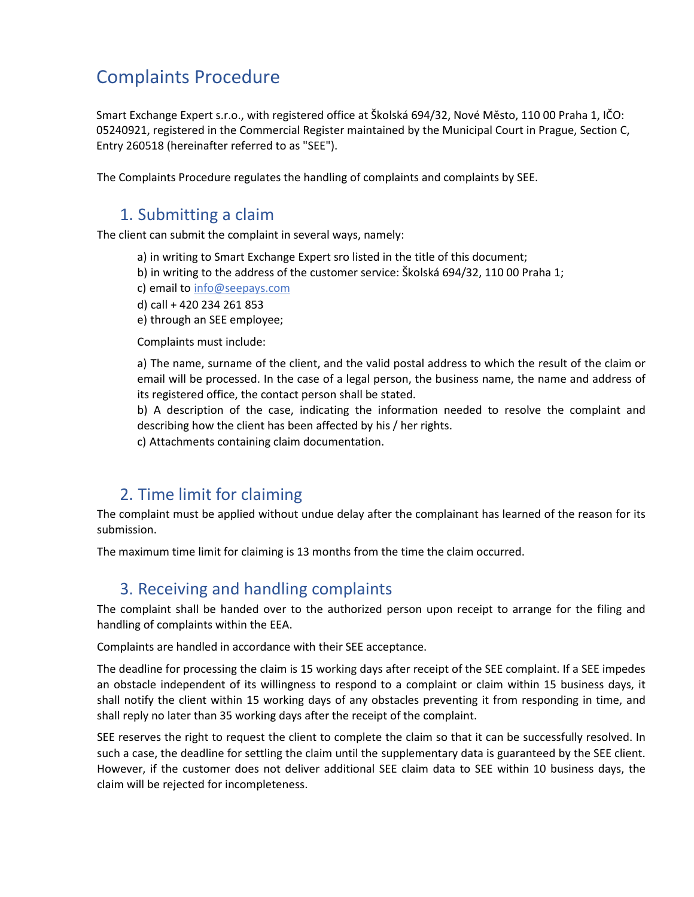# Complaints Procedure

Smart Exchange Expert s.r.o., with registered office at Školská 694/32, Nové Město, 110 00 Praha 1, IČO: 05240921, registered in the Commercial Register maintained by the Municipal Court in Prague, Section C, Entry 260518 (hereinafter referred to as "SEE").

The Complaints Procedure regulates the handling of complaints and complaints by SEE.

## 1. Submitting a claim

The client can submit the complaint in several ways, namely:

a) in writing to Smart Exchange Expert sro listed in the title of this document;
b) in writing to the address of the customer service: Školská 694/32, 110 00 Praha 1;
c) email to info@seepays.com
d) call + 420 234 261 853
e) through an SEE employee;

Complaints must include:

a) The name, surname of the client, and the valid postal address to which the result of the claim or email will be processed. In the case of a legal person, the business name, the name and address of its registered office, the contact person shall be stated.
b) A description of the case, indicating the information needed to resolve the complaint and describing how the client has been affected by his / her rights.
c) Attachments containing claim documentation.

## 2. Time limit for claiming

The complaint must be applied without undue delay after the complainant has learned of the reason for its submission.

The maximum time limit for claiming is 13 months from the time the claim occurred.

## 3. Receiving and handling complaints

The complaint shall be handed over to the authorized person upon receipt to arrange for the filing and handling of complaints within the EEA.

Complaints are handled in accordance with their SEE acceptance.

The deadline for processing the claim is 15 working days after receipt of the SEE complaint. If a SEE impedes an obstacle independent of its willingness to respond to a complaint or claim within 15 business days, it shall notify the client within 15 working days of any obstacles preventing it from responding in time, and shall reply no later than 35 working days after the receipt of the complaint.

SEE reserves the right to request the client to complete the claim so that it can be successfully resolved. In such a case, the deadline for settling the claim until the supplementary data is guaranteed by the SEE client. However, if the customer does not deliver additional SEE claim data to SEE within 10 business days, the claim will be rejected for incompleteness.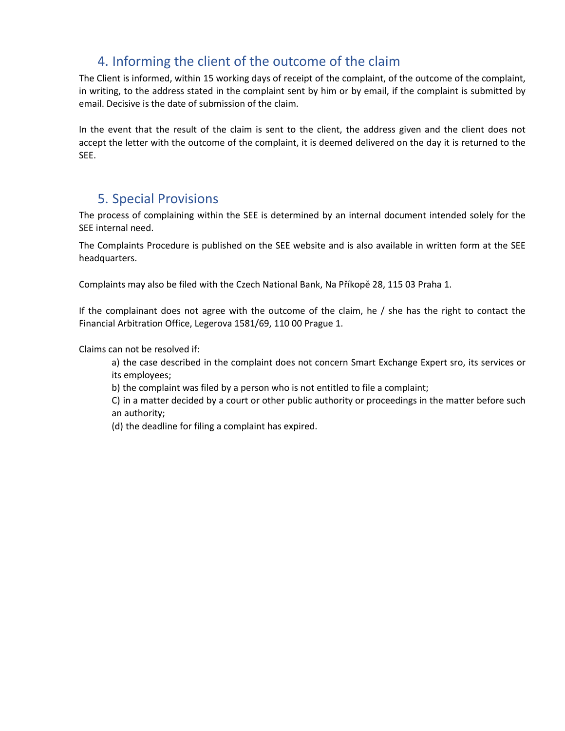## 4. Informing the client of the outcome of the claim

The Client is informed, within 15 working days of receipt of the complaint, of the outcome of the complaint, in writing, to the address stated in the complaint sent by him or by email, if the complaint is submitted by email. Decisive is the date of submission of the claim.

In the event that the result of the claim is sent to the client, the address given and the client does not accept the letter with the outcome of the complaint, it is deemed delivered on the day it is returned to the SEE.

## 5. Special Provisions

The process of complaining within the SEE is determined by an internal document intended solely for the SEE internal need.

The Complaints Procedure is published on the SEE website and is also available in written form at the SEE headquarters.

Complaints may also be filed with the Czech National Bank, Na Příkopě 28, 115 03 Praha 1.

If the complainant does not agree with the outcome of the claim, he / she has the right to contact the Financial Arbitration Office, Legerova 1581/69, 110 00 Prague 1.

Claims can not be resolved if:

a) the case described in the complaint does not concern Smart Exchange Expert sro, its services or its employees;

b) the complaint was filed by a person who is not entitled to file a complaint;

C) in a matter decided by a court or other public authority or proceedings in the matter before such an authority;

(d) the deadline for filing a complaint has expired.